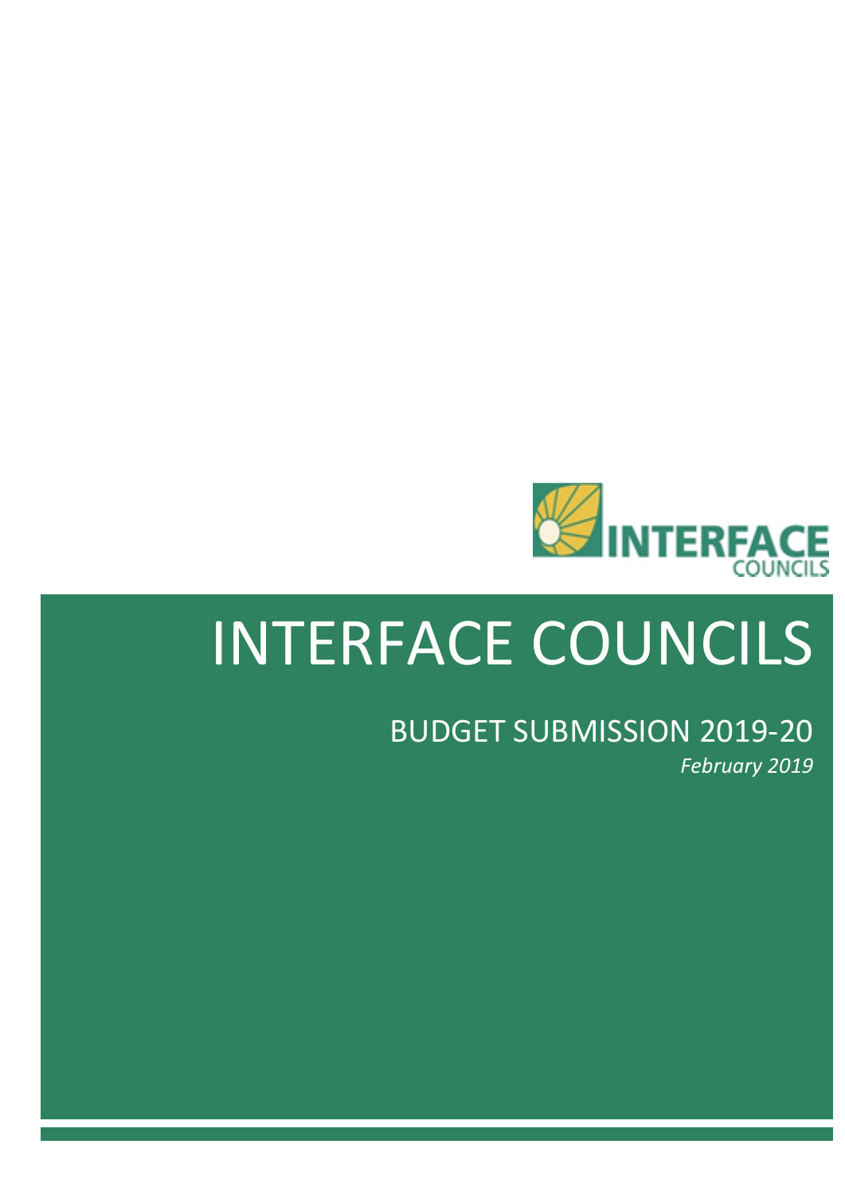# INTERFACE COUNCILS

## BUDGET SUBMISSION 2019-20

*February 2019*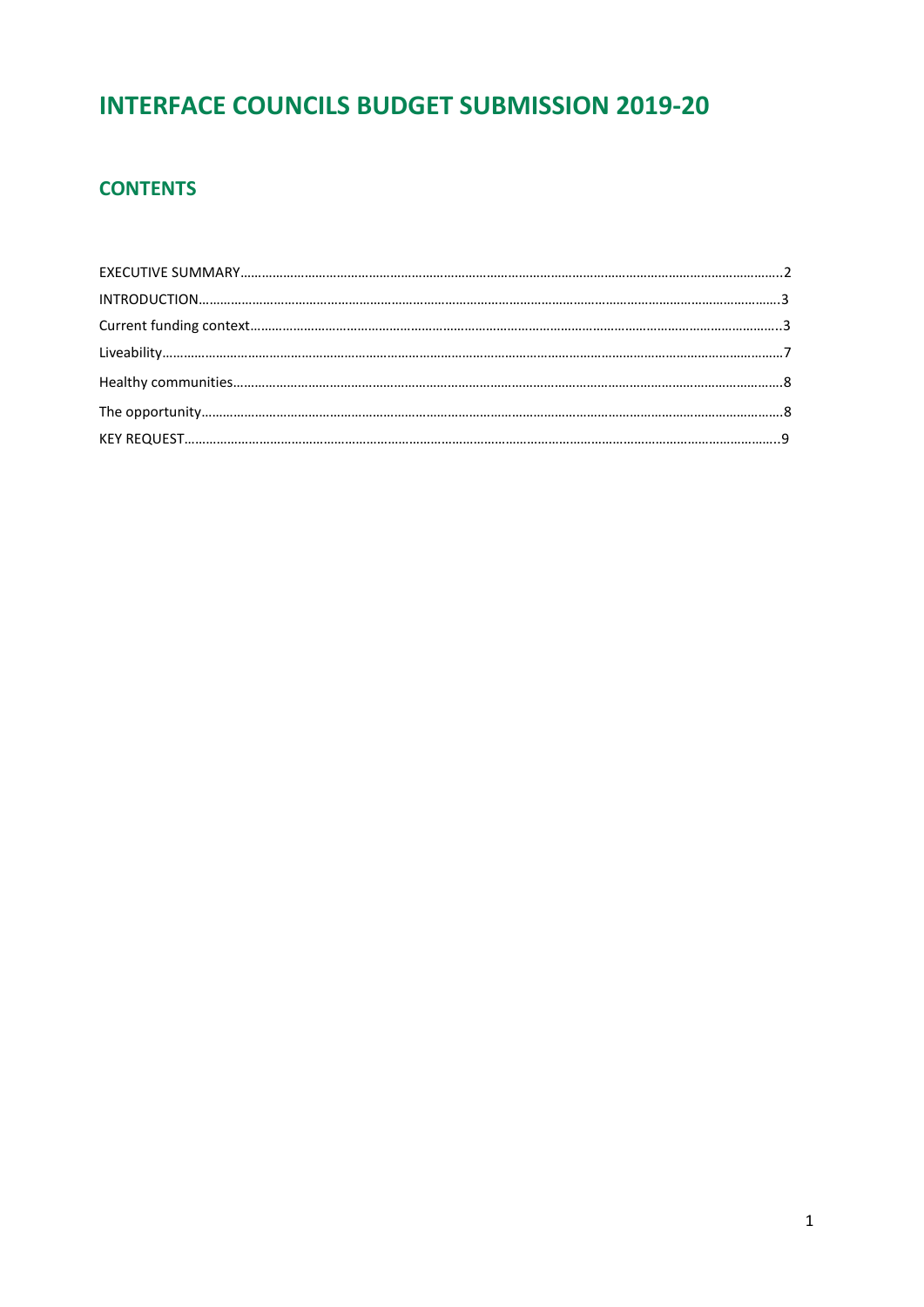# INTERFACE COUNCILS BUDGET SUBMISSION 2019-20

## CONTENTS

EXECUTIVE SUMMARY……………………………………………………………………………………………………………………………….2

INTRODUCTION…………………………………………………………………………………………………………………………………….3

Current funding context……………………………………………………………………………………………………………………..3

Liveability………………………………………………………………………………………………………………………………………….7

Healthy communities…………………………………………………………………………………………………………………………8

The opportunity………………………………………………………………………………………………………………………………..8

KEY REQUEST………………………………………………………………………………………………………………………………………9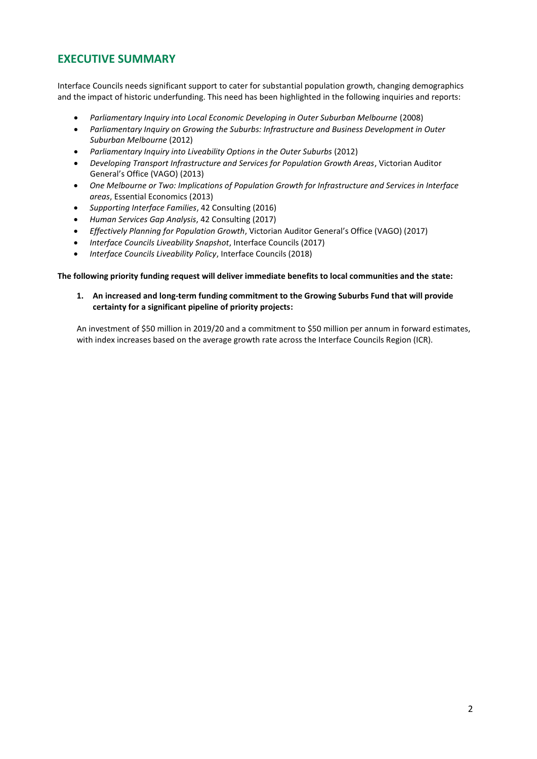## EXECUTIVE SUMMARY

Interface Councils needs significant support to cater for substantial population growth, changing demographics and the impact of historic underfunding. This need has been highlighted in the following inquiries and reports:

- *Parliamentary Inquiry into Local Economic Developing in Outer Suburban Melbourne* (2008)
- *Parliamentary Inquiry on Growing the Suburbs: Infrastructure and Business Development in Outer Suburban Melbourne* (2012)
- *Parliamentary Inquiry into Liveability Options in the Outer Suburbs* (2012)
- *Developing Transport Infrastructure and Services for Population Growth Areas*, Victorian Auditor General's Office (VAGO) (2013)
- *One Melbourne or Two: Implications of Population Growth for Infrastructure and Services in Interface areas*, Essential Economics (2013)
- *Supporting Interface Families*, 42 Consulting (2016)
- *Human Services Gap Analysis*, 42 Consulting (2017)
- *Effectively Planning for Population Growth*, Victorian Auditor General's Office (VAGO) (2017)
- *Interface Councils Liveability Snapshot*, Interface Councils (2017)
- *Interface Councils Liveability Policy*, Interface Councils (2018)

**The following priority funding request will deliver immediate benefits to local communities and the state:**

1. **An increased and long-term funding commitment to the Growing Suburbs Fund that will provide certainty for a significant pipeline of priority projects:**

   An investment of $50 million in 2019/20 and a commitment to $50 million per annum in forward estimates, with index increases based on the average growth rate across the Interface Councils Region (ICR).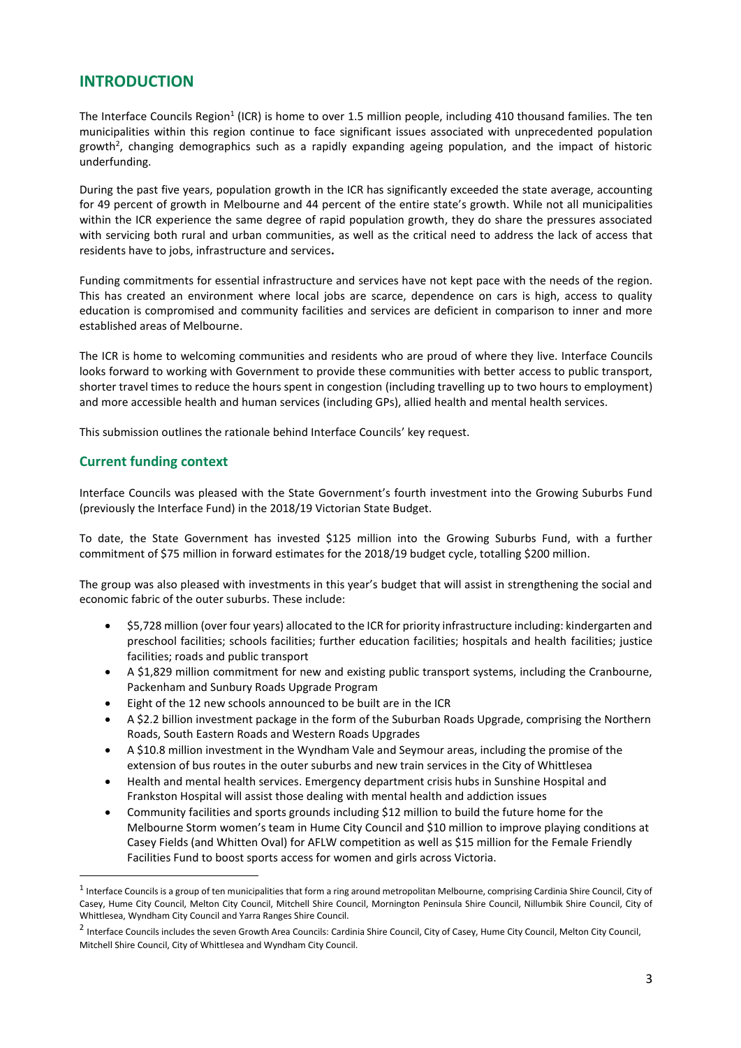## INTRODUCTION

The Interface Councils Region[1] (ICR) is home to over 1.5 million people, including 410 thousand families. The ten municipalities within this region continue to face significant issues associated with unprecedented population growth[2], changing demographics such as a rapidly expanding ageing population, and the impact of historic underfunding.

During the past five years, population growth in the ICR has significantly exceeded the state average, accounting for 49 percent of growth in Melbourne and 44 percent of the entire state's growth. While not all municipalities within the ICR experience the same degree of rapid population growth, they do share the pressures associated with servicing both rural and urban communities, as well as the critical need to address the lack of access that residents have to jobs, infrastructure and services**.**

Funding commitments for essential infrastructure and services have not kept pace with the needs of the region. This has created an environment where local jobs are scarce, dependence on cars is high, access to quality education is compromised and community facilities and services are deficient in comparison to inner and more established areas of Melbourne.

The ICR is home to welcoming communities and residents who are proud of where they live. Interface Councils looks forward to working with Government to provide these communities with better access to public transport, shorter travel times to reduce the hours spent in congestion (including travelling up to two hours to employment) and more accessible health and human services (including GPs), allied health and mental health services.

This submission outlines the rationale behind Interface Councils' key request.

### Current funding context

Interface Councils was pleased with the State Government's fourth investment into the Growing Suburbs Fund (previously the Interface Fund) in the 2018/19 Victorian State Budget.

To date, the State Government has invested $125 million into the Growing Suburbs Fund, with a further commitment of $75 million in forward estimates for the 2018/19 budget cycle, totalling $200 million.

The group was also pleased with investments in this year's budget that will assist in strengthening the social and economic fabric of the outer suburbs. These include:

- $5,728 million (over four years) allocated to the ICR for priority infrastructure including: kindergarten and preschool facilities; schools facilities; further education facilities; hospitals and health facilities; justice facilities; roads and public transport
- A $1,829 million commitment for new and existing public transport systems, including the Cranbourne, Packenham and Sunbury Roads Upgrade Program
- Eight of the 12 new schools announced to be built are in the ICR
- A $2.2 billion investment package in the form of the Suburban Roads Upgrade, comprising the Northern Roads, South Eastern Roads and Western Roads Upgrades
- A $10.8 million investment in the Wyndham Vale and Seymour areas, including the promise of the extension of bus routes in the outer suburbs and new train services in the City of Whittlesea
- Health and mental health services. Emergency department crisis hubs in Sunshine Hospital and Frankston Hospital will assist those dealing with mental health and addiction issues
- Community facilities and sports grounds including $12 million to build the future home for the Melbourne Storm women's team in Hume City Council and $10 million to improve playing conditions at Casey Fields (and Whitten Oval) for AFLW competition as well as $15 million for the Female Friendly Facilities Fund to boost sports access for women and girls across Victoria.

---

[1] Interface Councils is a group of ten municipalities that form a ring around metropolitan Melbourne, comprising Cardinia Shire Council, City of Casey, Hume City Council, Melton City Council, Mitchell Shire Council, Mornington Peninsula Shire Council, Nillumbik Shire Council, City of Whittlesea, Wyndham City Council and Yarra Ranges Shire Council.

[2] Interface Councils includes the seven Growth Area Councils: Cardinia Shire Council, City of Casey, Hume City Council, Melton City Council, Mitchell Shire Council, City of Whittlesea and Wyndham City Council.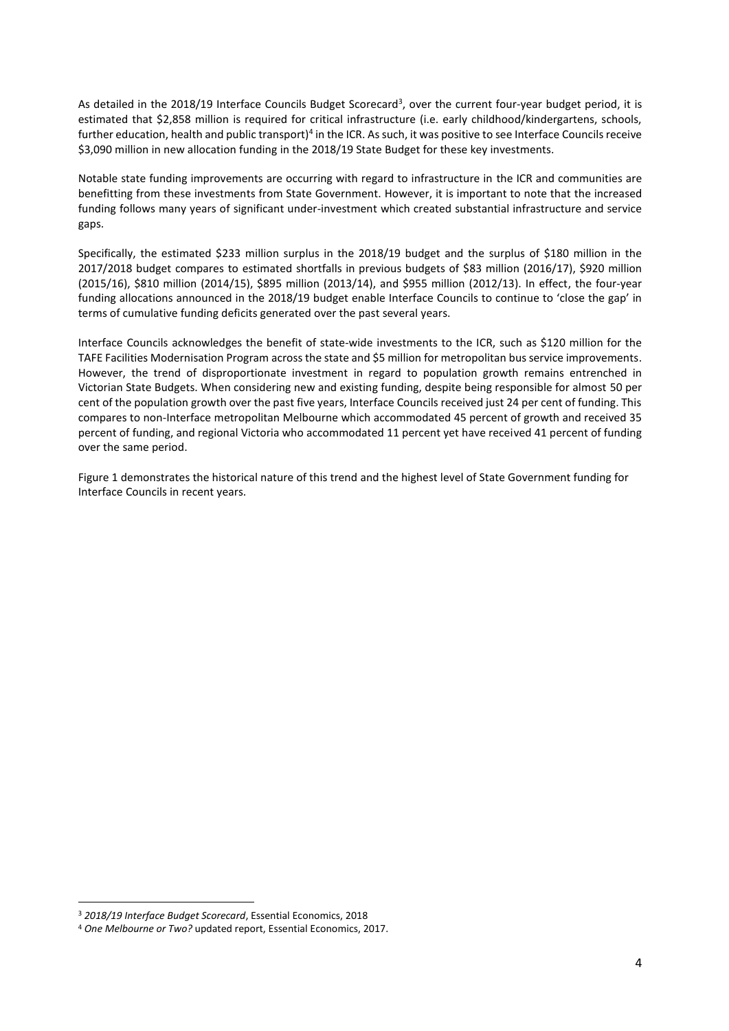As detailed in the 2018/19 Interface Councils Budget Scorecard[3], over the current four-year budget period, it is estimated that $2,858 million is required for critical infrastructure (i.e. early childhood/kindergartens, schools, further education, health and public transport)[4] in the ICR. As such, it was positive to see Interface Councils receive $3,090 million in new allocation funding in the 2018/19 State Budget for these key investments.

Notable state funding improvements are occurring with regard to infrastructure in the ICR and communities are benefitting from these investments from State Government. However, it is important to note that the increased funding follows many years of significant under-investment which created substantial infrastructure and service gaps.

Specifically, the estimated $233 million surplus in the 2018/19 budget and the surplus of $180 million in the 2017/2018 budget compares to estimated shortfalls in previous budgets of $83 million (2016/17), $920 million (2015/16), $810 million (2014/15), $895 million (2013/14), and $955 million (2012/13). In effect, the four-year funding allocations announced in the 2018/19 budget enable Interface Councils to continue to 'close the gap' in terms of cumulative funding deficits generated over the past several years.

Interface Councils acknowledges the benefit of state-wide investments to the ICR, such as $120 million for the TAFE Facilities Modernisation Program across the state and $5 million for metropolitan bus service improvements. However, the trend of disproportionate investment in regard to population growth remains entrenched in Victorian State Budgets. When considering new and existing funding, despite being responsible for almost 50 per cent of the population growth over the past five years, Interface Councils received just 24 per cent of funding. This compares to non-Interface metropolitan Melbourne which accommodated 45 percent of growth and received 35 percent of funding, and regional Victoria who accommodated 11 percent yet have received 41 percent of funding over the same period.

Figure 1 demonstrates the historical nature of this trend and the highest level of State Government funding for Interface Councils in recent years.

[3] *2018/19 Interface Budget Scorecard*, Essential Economics, 2018

[4] *One Melbourne or Two?* updated report, Essential Economics, 2017.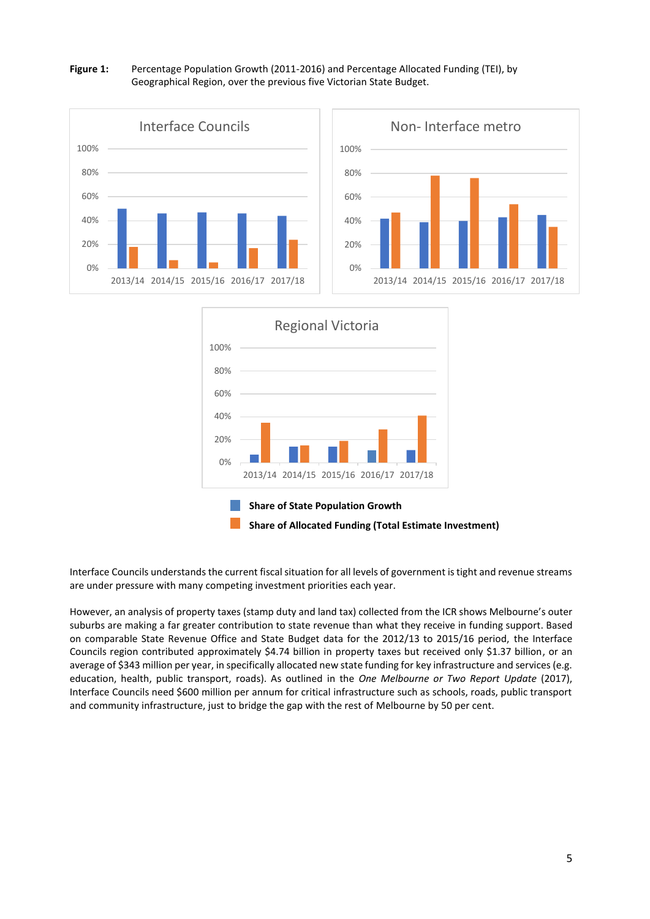**Figure 1:** Percentage Population Growth (2011-2016) and Percentage Allocated Funding (TEI), by Geographical Region, over the previous five Victorian State Budget.

Interface Councils understands the current fiscal situation for all levels of government is tight and revenue streams are under pressure with many competing investment priorities each year.

However, an analysis of property taxes (stamp duty and land tax) collected from the ICR shows Melbourne's outer suburbs are making a far greater contribution to state revenue than what they receive in funding support. Based on comparable State Revenue Office and State Budget data for the 2012/13 to 2015/16 period, the Interface Councils region contributed approximately $4.74 billion in property taxes but received only $1.37 billion, or an average of $343 million per year, in specifically allocated new state funding for key infrastructure and services (e.g. education, health, public transport, roads). As outlined in the *One Melbourne or Two Report Update* (2017), Interface Councils need $600 million per annum for critical infrastructure such as schools, roads, public transport and community infrastructure, just to bridge the gap with the rest of Melbourne by 50 per cent.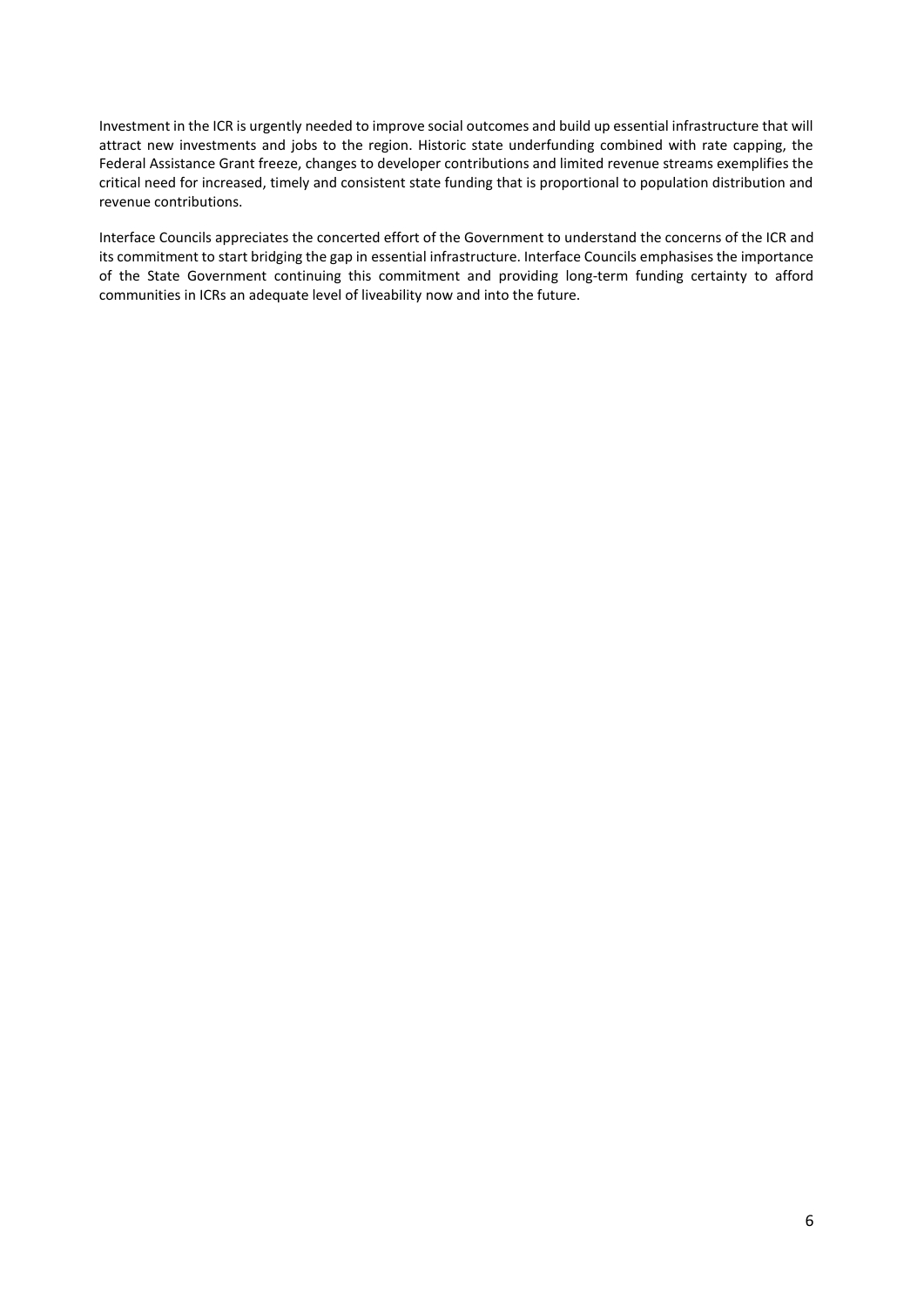Investment in the ICR is urgently needed to improve social outcomes and build up essential infrastructure that will attract new investments and jobs to the region. Historic state underfunding combined with rate capping, the Federal Assistance Grant freeze, changes to developer contributions and limited revenue streams exemplifies the critical need for increased, timely and consistent state funding that is proportional to population distribution and revenue contributions.

Interface Councils appreciates the concerted effort of the Government to understand the concerns of the ICR and its commitment to start bridging the gap in essential infrastructure. Interface Councils emphasises the importance of the State Government continuing this commitment and providing long-term funding certainty to afford communities in ICRs an adequate level of liveability now and into the future.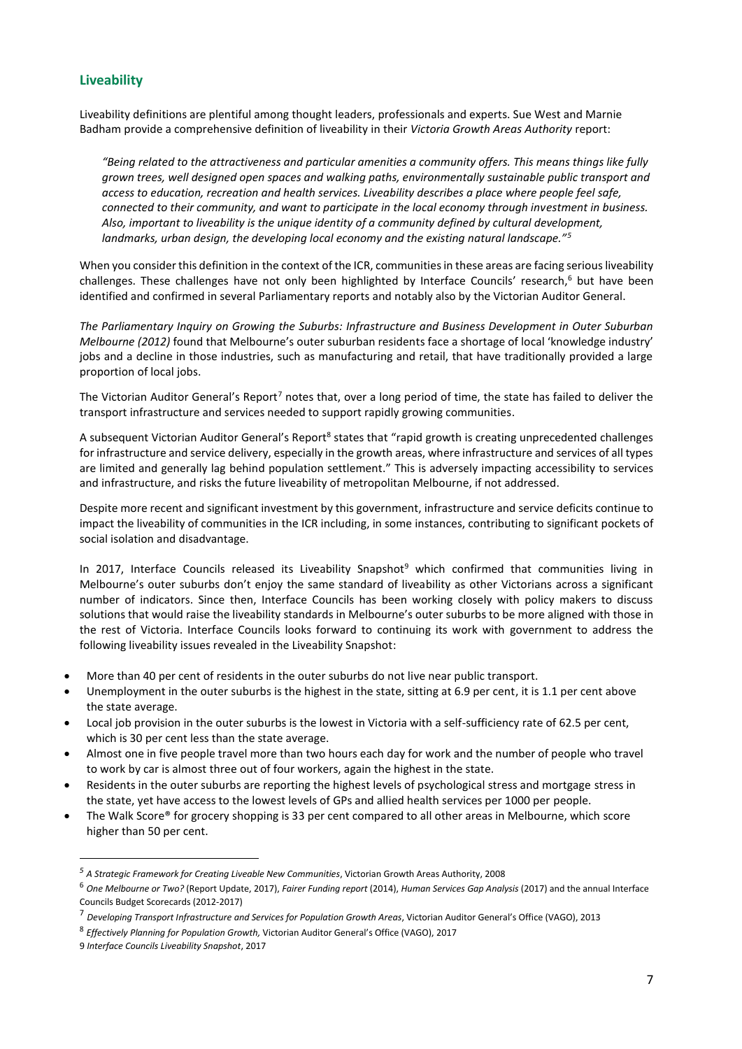## Liveability

Liveability definitions are plentiful among thought leaders, professionals and experts. Sue West and Marnie Badham provide a comprehensive definition of liveability in their *Victoria Growth Areas Authority* report:

> *"Being related to the attractiveness and particular amenities a community offers. This means things like fully grown trees, well designed open spaces and walking paths, environmentally sustainable public transport and access to education, recreation and health services. Liveability describes a place where people feel safe, connected to their community, and want to participate in the local economy through investment in business. Also, important to liveability is the unique identity of a community defined by cultural development, landmarks, urban design, the developing local economy and the existing natural landscape."*[5]

When you consider this definition in the context of the ICR, communities in these areas are facing serious liveability challenges. These challenges have not only been highlighted by Interface Councils' research,[6] but have been identified and confirmed in several Parliamentary reports and notably also by the Victorian Auditor General.

*The Parliamentary Inquiry on Growing the Suburbs: Infrastructure and Business Development in Outer Suburban Melbourne (2012)* found that Melbourne's outer suburban residents face a shortage of local 'knowledge industry' jobs and a decline in those industries, such as manufacturing and retail, that have traditionally provided a large proportion of local jobs.

The Victorian Auditor General's Report[7] notes that, over a long period of time, the state has failed to deliver the transport infrastructure and services needed to support rapidly growing communities.

A subsequent Victorian Auditor General's Report[8] states that "rapid growth is creating unprecedented challenges for infrastructure and service delivery, especially in the growth areas, where infrastructure and services of all types are limited and generally lag behind population settlement." This is adversely impacting accessibility to services and infrastructure, and risks the future liveability of metropolitan Melbourne, if not addressed.

Despite more recent and significant investment by this government, infrastructure and service deficits continue to impact the liveability of communities in the ICR including, in some instances, contributing to significant pockets of social isolation and disadvantage.

In 2017, Interface Councils released its Liveability Snapshot[9] which confirmed that communities living in Melbourne's outer suburbs don't enjoy the same standard of liveability as other Victorians across a significant number of indicators. Since then, Interface Councils has been working closely with policy makers to discuss solutions that would raise the liveability standards in Melbourne's outer suburbs to be more aligned with those in the rest of Victoria. Interface Councils looks forward to continuing its work with government to address the following liveability issues revealed in the Liveability Snapshot:

- More than 40 per cent of residents in the outer suburbs do not live near public transport.
- Unemployment in the outer suburbs is the highest in the state, sitting at 6.9 per cent, it is 1.1 per cent above the state average.
- Local job provision in the outer suburbs is the lowest in Victoria with a self-sufficiency rate of 62.5 per cent, which is 30 per cent less than the state average.
- Almost one in five people travel more than two hours each day for work and the number of people who travel to work by car is almost three out of four workers, again the highest in the state.
- Residents in the outer suburbs are reporting the highest levels of psychological stress and mortgage stress in the state, yet have access to the lowest levels of GPs and allied health services per 1000 per people.
- The Walk Score® for grocery shopping is 33 per cent compared to all other areas in Melbourne, which score higher than 50 per cent.

---

[5] *A Strategic Framework for Creating Liveable New Communities*, Victorian Growth Areas Authority, 2008

[6] *One Melbourne or Two?* (Report Update, 2017), *Fairer Funding report* (2014), *Human Services Gap Analysis* (2017) and the annual Interface Councils Budget Scorecards (2012-2017)

[7] *Developing Transport Infrastructure and Services for Population Growth Areas*, Victorian Auditor General's Office (VAGO), 2013

[8] *Effectively Planning for Population Growth,* Victorian Auditor General's Office (VAGO), 2017

[9] *Interface Councils Liveability Snapshot*, 2017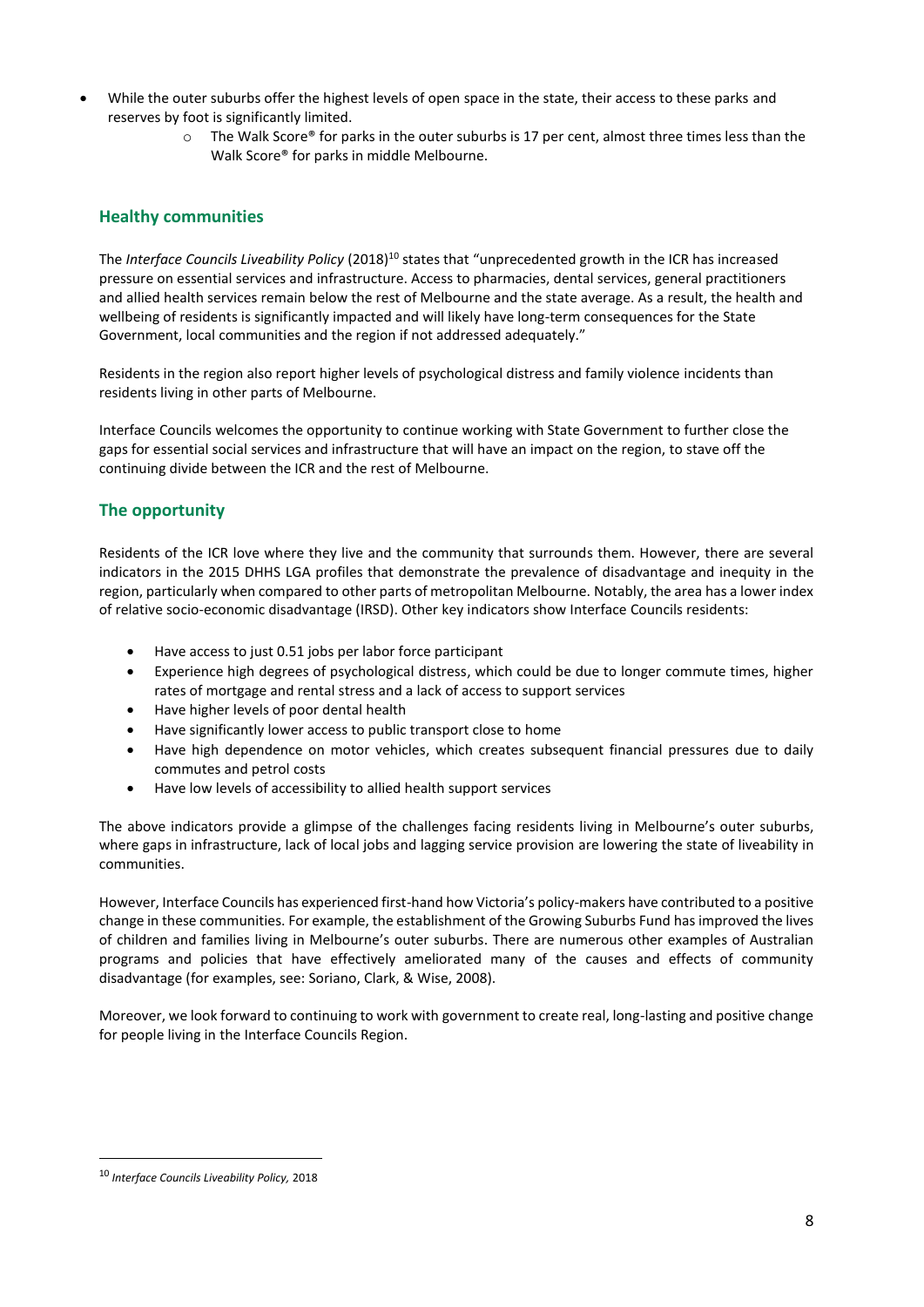- While the outer suburbs offer the highest levels of open space in the state, their access to these parks and reserves by foot is significantly limited.
    - The Walk Score® for parks in the outer suburbs is 17 per cent, almost three times less than the Walk Score® for parks in middle Melbourne.

## Healthy communities

The *Interface Councils Liveability Policy* (2018)[10] states that "unprecedented growth in the ICR has increased pressure on essential services and infrastructure. Access to pharmacies, dental services, general practitioners and allied health services remain below the rest of Melbourne and the state average. As a result, the health and wellbeing of residents is significantly impacted and will likely have long-term consequences for the State Government, local communities and the region if not addressed adequately."

Residents in the region also report higher levels of psychological distress and family violence incidents than residents living in other parts of Melbourne.

Interface Councils welcomes the opportunity to continue working with State Government to further close the gaps for essential social services and infrastructure that will have an impact on the region, to stave off the continuing divide between the ICR and the rest of Melbourne.

## The opportunity

Residents of the ICR love where they live and the community that surrounds them. However, there are several indicators in the 2015 DHHS LGA profiles that demonstrate the prevalence of disadvantage and inequity in the region, particularly when compared to other parts of metropolitan Melbourne. Notably, the area has a lower index of relative socio-economic disadvantage (IRSD). Other key indicators show Interface Councils residents:

- Have access to just 0.51 jobs per labor force participant
- Experience high degrees of psychological distress, which could be due to longer commute times, higher rates of mortgage and rental stress and a lack of access to support services
- Have higher levels of poor dental health
- Have significantly lower access to public transport close to home
- Have high dependence on motor vehicles, which creates subsequent financial pressures due to daily commutes and petrol costs
- Have low levels of accessibility to allied health support services

The above indicators provide a glimpse of the challenges facing residents living in Melbourne's outer suburbs, where gaps in infrastructure, lack of local jobs and lagging service provision are lowering the state of liveability in communities.

However, Interface Councils has experienced first-hand how Victoria's policy-makers have contributed to a positive change in these communities. For example, the establishment of the Growing Suburbs Fund has improved the lives of children and families living in Melbourne's outer suburbs. There are numerous other examples of Australian programs and policies that have effectively ameliorated many of the causes and effects of community disadvantage (for examples, see: Soriano, Clark, & Wise, 2008).

Moreover, we look forward to continuing to work with government to create real, long-lasting and positive change for people living in the Interface Councils Region.

---

[10] *Interface Councils Liveability Policy,* 2018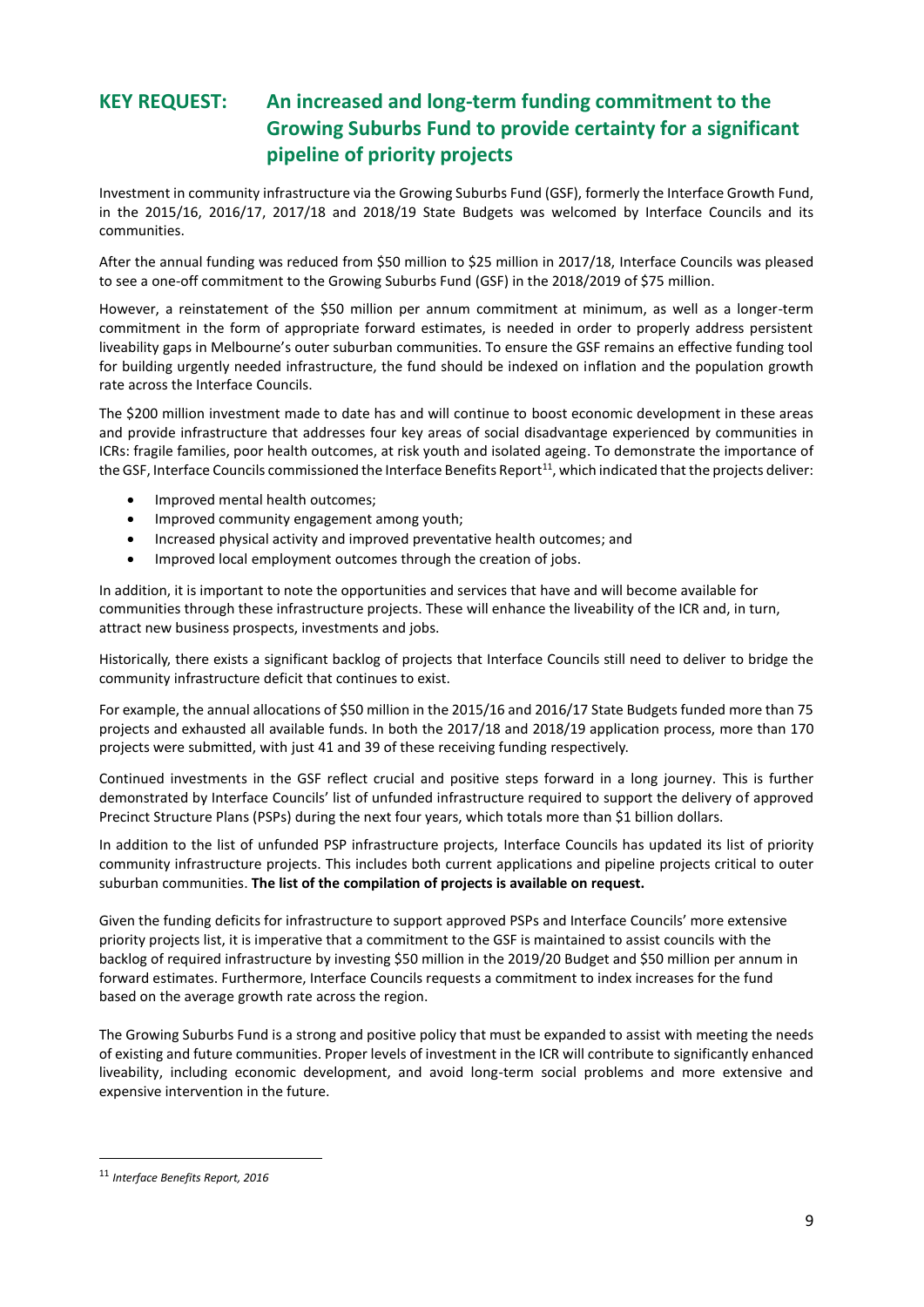## KEY REQUEST: An increased and long-term funding commitment to the Growing Suburbs Fund to provide certainty for a significant pipeline of priority projects

Investment in community infrastructure via the Growing Suburbs Fund (GSF), formerly the Interface Growth Fund, in the 2015/16, 2016/17, 2017/18 and 2018/19 State Budgets was welcomed by Interface Councils and its communities.

After the annual funding was reduced from $50 million to $25 million in 2017/18, Interface Councils was pleased to see a one-off commitment to the Growing Suburbs Fund (GSF) in the 2018/2019 of $75 million.

However, a reinstatement of the $50 million per annum commitment at minimum, as well as a longer-term commitment in the form of appropriate forward estimates, is needed in order to properly address persistent liveability gaps in Melbourne's outer suburban communities. To ensure the GSF remains an effective funding tool for building urgently needed infrastructure, the fund should be indexed on inflation and the population growth rate across the Interface Councils.

The $200 million investment made to date has and will continue to boost economic development in these areas and provide infrastructure that addresses four key areas of social disadvantage experienced by communities in ICRs: fragile families, poor health outcomes, at risk youth and isolated ageing. To demonstrate the importance of the GSF, Interface Councils commissioned the Interface Benefits Report[11], which indicated that the projects deliver:

- Improved mental health outcomes;
- Improved community engagement among youth;
- Increased physical activity and improved preventative health outcomes; and
- Improved local employment outcomes through the creation of jobs.

In addition, it is important to note the opportunities and services that have and will become available for communities through these infrastructure projects. These will enhance the liveability of the ICR and, in turn, attract new business prospects, investments and jobs.

Historically, there exists a significant backlog of projects that Interface Councils still need to deliver to bridge the community infrastructure deficit that continues to exist.

For example, the annual allocations of $50 million in the 2015/16 and 2016/17 State Budgets funded more than 75 projects and exhausted all available funds. In both the 2017/18 and 2018/19 application process, more than 170 projects were submitted, with just 41 and 39 of these receiving funding respectively.

Continued investments in the GSF reflect crucial and positive steps forward in a long journey. This is further demonstrated by Interface Councils' list of unfunded infrastructure required to support the delivery of approved Precinct Structure Plans (PSPs) during the next four years, which totals more than $1 billion dollars.

In addition to the list of unfunded PSP infrastructure projects, Interface Councils has updated its list of priority community infrastructure projects. This includes both current applications and pipeline projects critical to outer suburban communities. **The list of the compilation of projects is available on request.**

Given the funding deficits for infrastructure to support approved PSPs and Interface Councils' more extensive priority projects list, it is imperative that a commitment to the GSF is maintained to assist councils with the backlog of required infrastructure by investing $50 million in the 2019/20 Budget and $50 million per annum in forward estimates. Furthermore, Interface Councils requests a commitment to index increases for the fund based on the average growth rate across the region.

The Growing Suburbs Fund is a strong and positive policy that must be expanded to assist with meeting the needs of existing and future communities. Proper levels of investment in the ICR will contribute to significantly enhanced liveability, including economic development, and avoid long-term social problems and more extensive and expensive intervention in the future.

---

[11] *Interface Benefits Report, 2016*